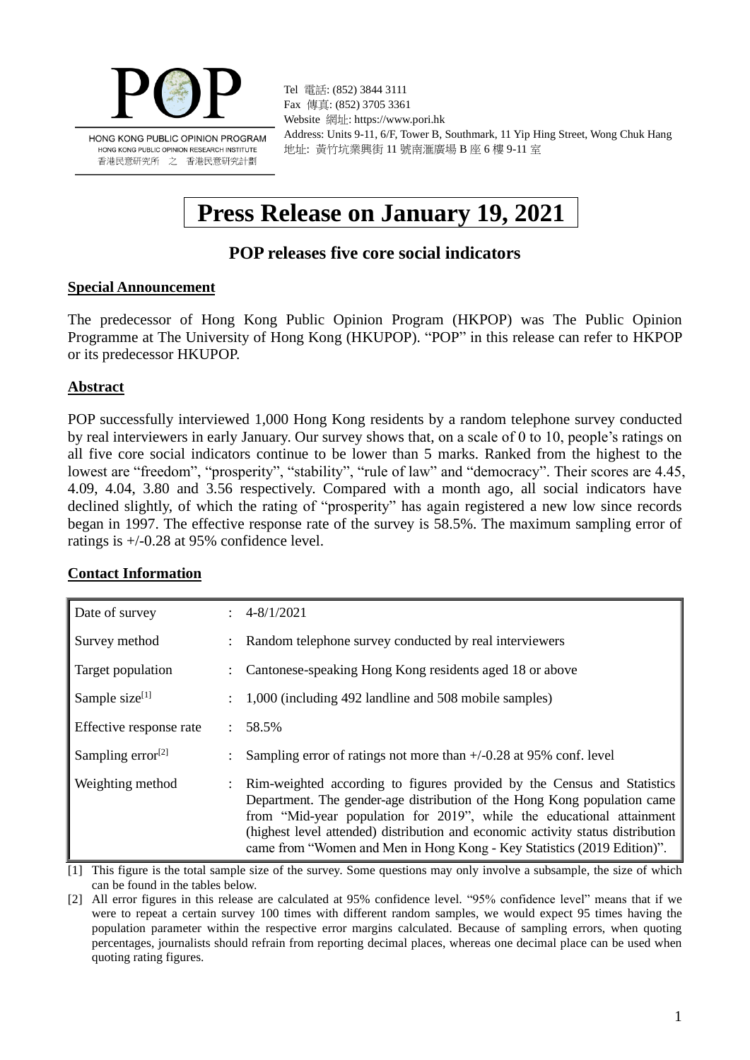POP

HONG KONG PUBLIC OPINION PROGRAM
HONG KONG PUBLIC OPINION RESEARCH INSTITUTE
香港民意研究所 之 香港民意研究計劃

Tel 電話: (852) 3844 3111
Fax 傳真: (852) 3705 3361
Website 網址: https://www.pori.hk
Address: Units 9-11, 6/F, Tower B, Southmark, 11 Yip Hing Street, Wong Chuk Hang
地址: 黃竹坑業興街 11 號南滙廣場 B 座 6 樓 9-11 室

# Press Release on January 19, 2021

## POP releases five core social indicators

### Special Announcement

The predecessor of Hong Kong Public Opinion Program (HKPOP) was The Public Opinion Programme at The University of Hong Kong (HKUPOP). "POP" in this release can refer to HKPOP or its predecessor HKUPOP.

### Abstract

POP successfully interviewed 1,000 Hong Kong residents by a random telephone survey conducted by real interviewers in early January. Our survey shows that, on a scale of 0 to 10, people's ratings on all five core social indicators continue to be lower than 5 marks. Ranked from the highest to the lowest are "freedom", "prosperity", "stability", "rule of law" and "democracy". Their scores are 4.45, 4.09, 4.04, 3.80 and 3.56 respectively. Compared with a month ago, all social indicators have declined slightly, of which the rating of "prosperity" has again registered a new low since records began in 1997. The effective response rate of the survey is 58.5%. The maximum sampling error of ratings is +/-0.28 at 95% confidence level.

### Contact Information

| | | |
|---|---|---|
| Date of survey | : | 4-8/1/2021 |
| Survey method | : | Random telephone survey conducted by real interviewers |
| Target population | : | Cantonese-speaking Hong Kong residents aged 18 or above |
| Sample size[1] | : | 1,000 (including 492 landline and 508 mobile samples) |
| Effective response rate | : | 58.5% |
| Sampling error[2] | : | Sampling error of ratings not more than +/-0.28 at 95% conf. level |
| Weighting method | : | Rim-weighted according to figures provided by the Census and Statistics Department. The gender-age distribution of the Hong Kong population came from "Mid-year population for 2019", while the educational attainment (highest level attended) distribution and economic activity status distribution came from "Women and Men in Hong Kong - Key Statistics (2019 Edition)". |

[1] This figure is the total sample size of the survey. Some questions may only involve a subsample, the size of which can be found in the tables below.

[2] All error figures in this release are calculated at 95% confidence level. "95% confidence level" means that if we were to repeat a certain survey 100 times with different random samples, we would expect 95 times having the population parameter within the respective error margins calculated. Because of sampling errors, when quoting percentages, journalists should refrain from reporting decimal places, whereas one decimal place can be used when quoting rating figures.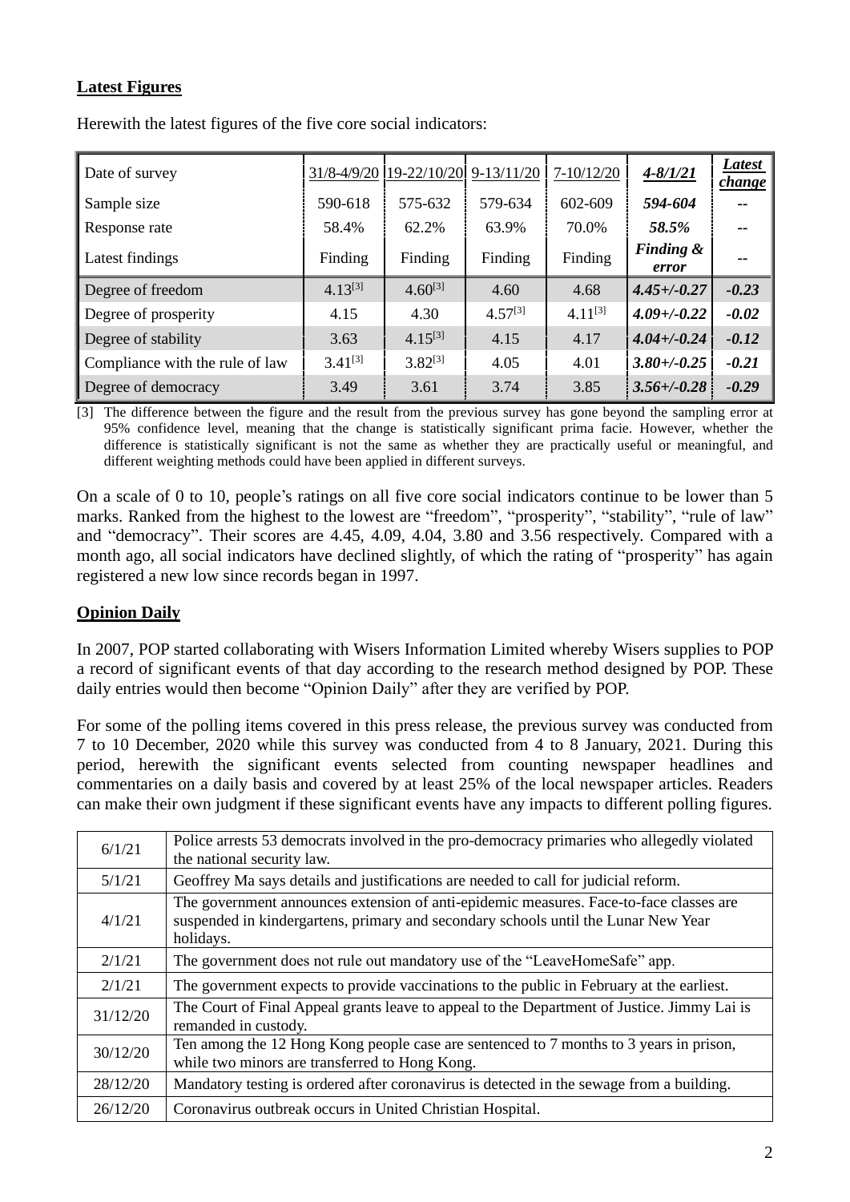## Latest Figures

Herewith the latest figures of the five core social indicators:

| Date of survey | 31/8-4/9/20 | 19-22/10/20 | 9-13/11/20 | 7-10/12/20 | ***4-8/1/21*** | ***Latest change*** |
|---|---|---|---|---|---|---|
| Sample size | 590-618 | 575-632 | 579-634 | 602-609 | ***594-604*** | -- |
| Response rate | 58.4% | 62.2% | 63.9% | 70.0% | ***58.5%*** | -- |
| Latest findings | Finding | Finding | Finding | Finding | ***Finding & error*** | -- |
| Degree of freedom | 4.13[3] | 4.60[3] | 4.60 | 4.68 | ***4.45+/-0.27*** | ***-0.23*** |
| Degree of prosperity | 4.15 | 4.30 | 4.57[3] | 4.11[3] | ***4.09+/-0.22*** | ***-0.02*** |
| Degree of stability | 3.63 | 4.15[3] | 4.15 | 4.17 | ***4.04+/-0.24*** | ***-0.12*** |
| Compliance with the rule of law | 3.41[3] | 3.82[3] | 4.05 | 4.01 | ***3.80+/-0.25*** | ***-0.21*** |
| Degree of democracy | 3.49 | 3.61 | 3.74 | 3.85 | ***3.56+/-0.28*** | ***-0.29*** |

[3] The difference between the figure and the result from the previous survey has gone beyond the sampling error at 95% confidence level, meaning that the change is statistically significant prima facie. However, whether the difference is statistically significant is not the same as whether they are practically useful or meaningful, and different weighting methods could have been applied in different surveys.

On a scale of 0 to 10, people's ratings on all five core social indicators continue to be lower than 5 marks. Ranked from the highest to the lowest are "freedom", "prosperity", "stability", "rule of law" and "democracy". Their scores are 4.45, 4.09, 4.04, 3.80 and 3.56 respectively. Compared with a month ago, all social indicators have declined slightly, of which the rating of "prosperity" has again registered a new low since records began in 1997.

## Opinion Daily

In 2007, POP started collaborating with Wisers Information Limited whereby Wisers supplies to POP a record of significant events of that day according to the research method designed by POP. These daily entries would then become "Opinion Daily" after they are verified by POP.

For some of the polling items covered in this press release, the previous survey was conducted from 7 to 10 December, 2020 while this survey was conducted from 4 to 8 January, 2021. During this period, herewith the significant events selected from counting newspaper headlines and commentaries on a daily basis and covered by at least 25% of the local newspaper articles. Readers can make their own judgment if these significant events have any impacts to different polling figures.

| | |
|---|---|
| 6/1/21 | Police arrests 53 democrats involved in the pro-democracy primaries who allegedly violated the national security law. |
| 5/1/21 | Geoffrey Ma says details and justifications are needed to call for judicial reform. |
| 4/1/21 | The government announces extension of anti-epidemic measures. Face-to-face classes are suspended in kindergartens, primary and secondary schools until the Lunar New Year holidays. |
| 2/1/21 | The government does not rule out mandatory use of the "LeaveHomeSafe" app. |
| 2/1/21 | The government expects to provide vaccinations to the public in February at the earliest. |
| 31/12/20 | The Court of Final Appeal grants leave to appeal to the Department of Justice. Jimmy Lai is remanded in custody. |
| 30/12/20 | Ten among the 12 Hong Kong people case are sentenced to 7 months to 3 years in prison, while two minors are transferred to Hong Kong. |
| 28/12/20 | Mandatory testing is ordered after coronavirus is detected in the sewage from a building. |
| 26/12/20 | Coronavirus outbreak occurs in United Christian Hospital. |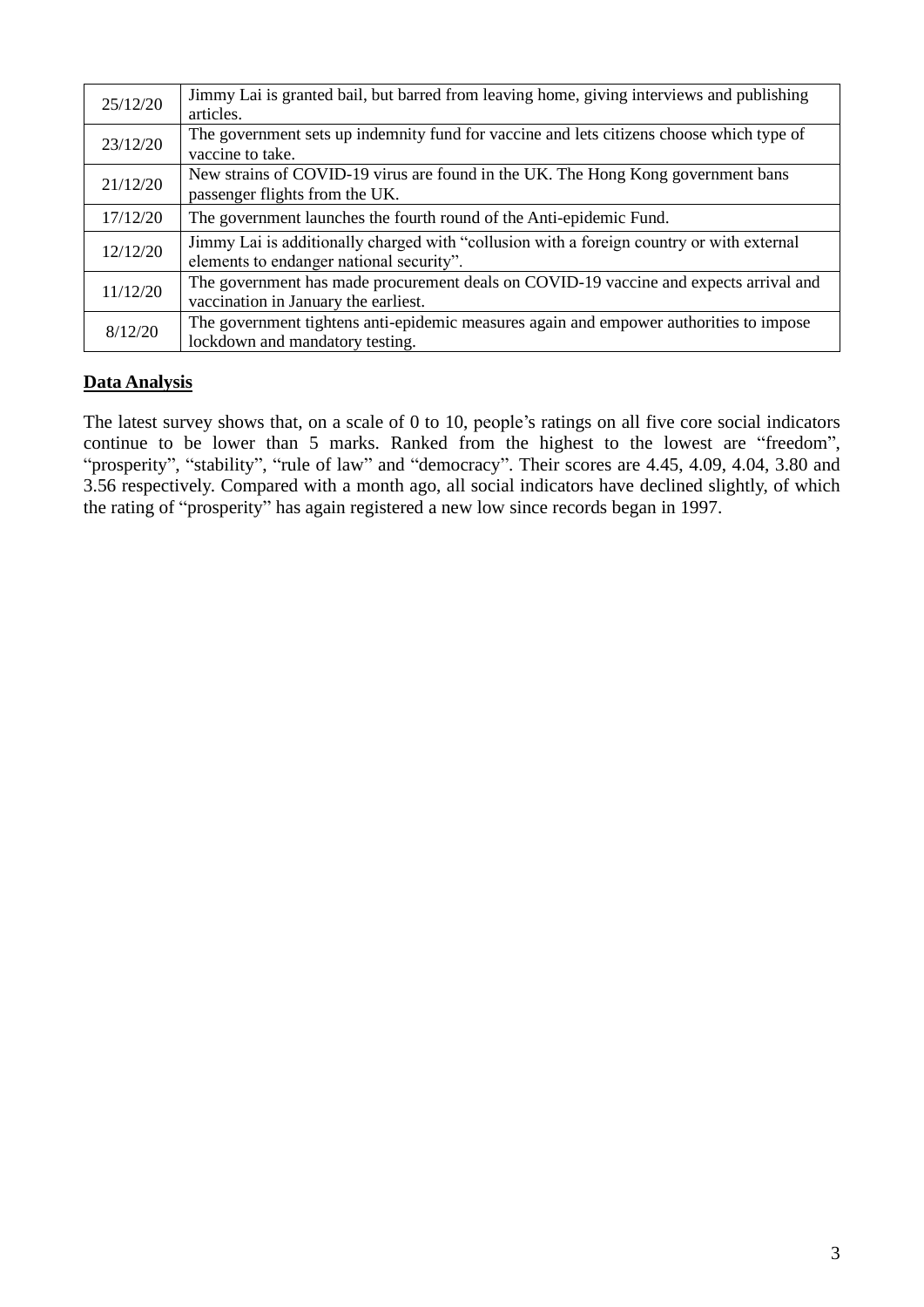| | |
|---|---|
| 25/12/20 | Jimmy Lai is granted bail, but barred from leaving home, giving interviews and publishing articles. |
| 23/12/20 | The government sets up indemnity fund for vaccine and lets citizens choose which type of vaccine to take. |
| 21/12/20 | New strains of COVID-19 virus are found in the UK. The Hong Kong government bans passenger flights from the UK. |
| 17/12/20 | The government launches the fourth round of the Anti-epidemic Fund. |
| 12/12/20 | Jimmy Lai is additionally charged with "collusion with a foreign country or with external elements to endanger national security". |
| 11/12/20 | The government has made procurement deals on COVID-19 vaccine and expects arrival and vaccination in January the earliest. |
| 8/12/20 | The government tightens anti-epidemic measures again and empower authorities to impose lockdown and mandatory testing. |

**Data Analysis**

The latest survey shows that, on a scale of 0 to 10, people's ratings on all five core social indicators continue to be lower than 5 marks. Ranked from the highest to the lowest are "freedom", "prosperity", "stability", "rule of law" and "democracy". Their scores are 4.45, 4.09, 4.04, 3.80 and 3.56 respectively. Compared with a month ago, all social indicators have declined slightly, of which the rating of "prosperity" has again registered a new low since records began in 1997.